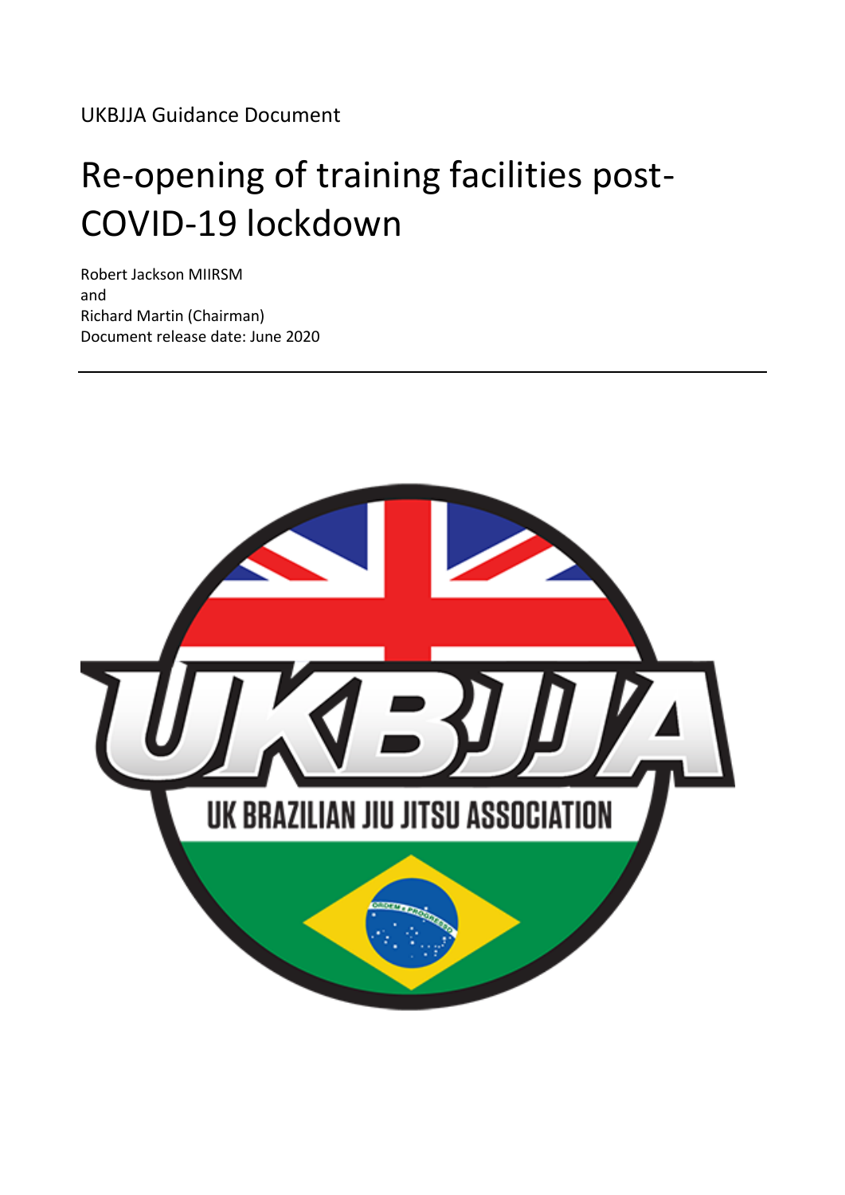UKBJJA Guidance Document

# Re-opening of training facilities post-COVID-19 lockdown

Robert Jackson MIIRSM
and
Richard Martin (Chairman)
Document release date: June 2020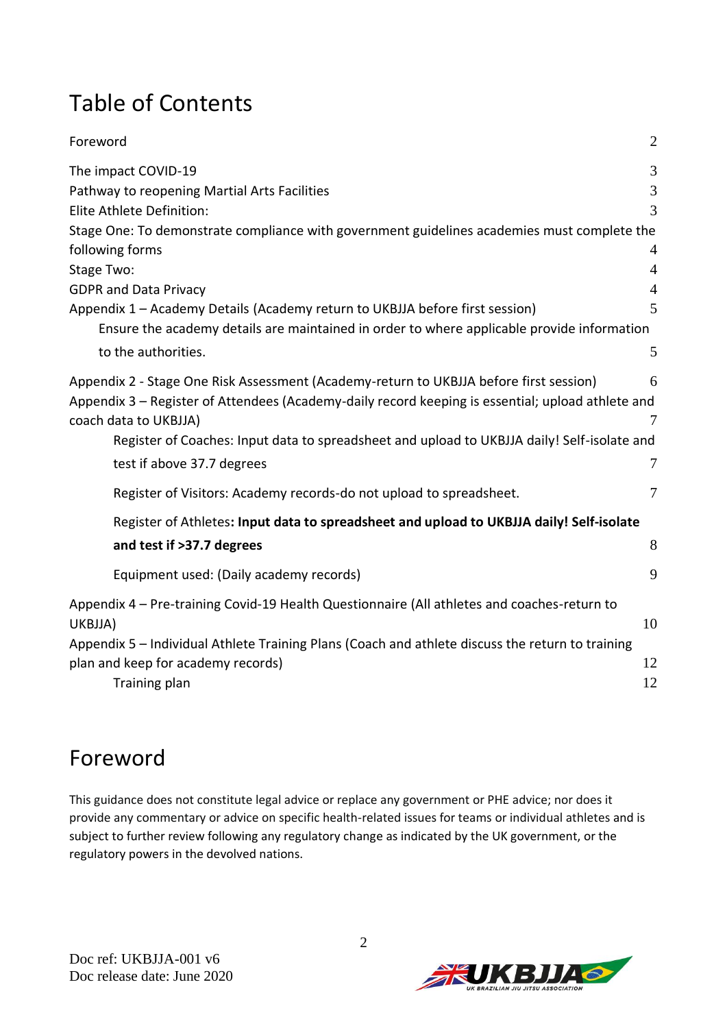# Table of Contents

| | |
|---|---|
| Foreword | 2 |
| The impact COVID-19 | 3 |
| Pathway to reopening Martial Arts Facilities | 3 |
| Elite Athlete Definition: | 3 |
| Stage One: To demonstrate compliance with government guidelines academies must complete the following forms | 4 |
| Stage Two: | 4 |
| GDPR and Data Privacy | 4 |
| Appendix 1 – Academy Details (Academy return to UKBJJA before first session) | 5 |
| Ensure the academy details are maintained in order to where applicable provide information to the authorities. | 5 |
| Appendix 2 - Stage One Risk Assessment (Academy-return to UKBJJA before first session) | 6 |
| Appendix 3 – Register of Attendees (Academy-daily record keeping is essential; upload athlete and coach data to UKBJJA) | 7 |
| Register of Coaches: Input data to spreadsheet and upload to UKBJJA daily! Self-isolate and test if above 37.7 degrees | 7 |
| Register of Visitors: Academy records-do not upload to spreadsheet. | 7 |
| Register of Athletes**: Input data to spreadsheet and upload to UKBJJA daily! Self-isolate and test if >37.7 degrees** | 8 |
| Equipment used: (Daily academy records) | 9 |
| Appendix 4 – Pre-training Covid-19 Health Questionnaire (All athletes and coaches-return to UKBJJA) | 10 |
| Appendix 5 – Individual Athlete Training Plans (Coach and athlete discuss the return to training plan and keep for academy records) | 12 |
| Training plan | 12 |

# Foreword

This guidance does not constitute legal advice or replace any government or PHE advice; nor does it provide any commentary or advice on specific health-related issues for teams or individual athletes and is subject to further review following any regulatory change as indicated by the UK government, or the regulatory powers in the devolved nations.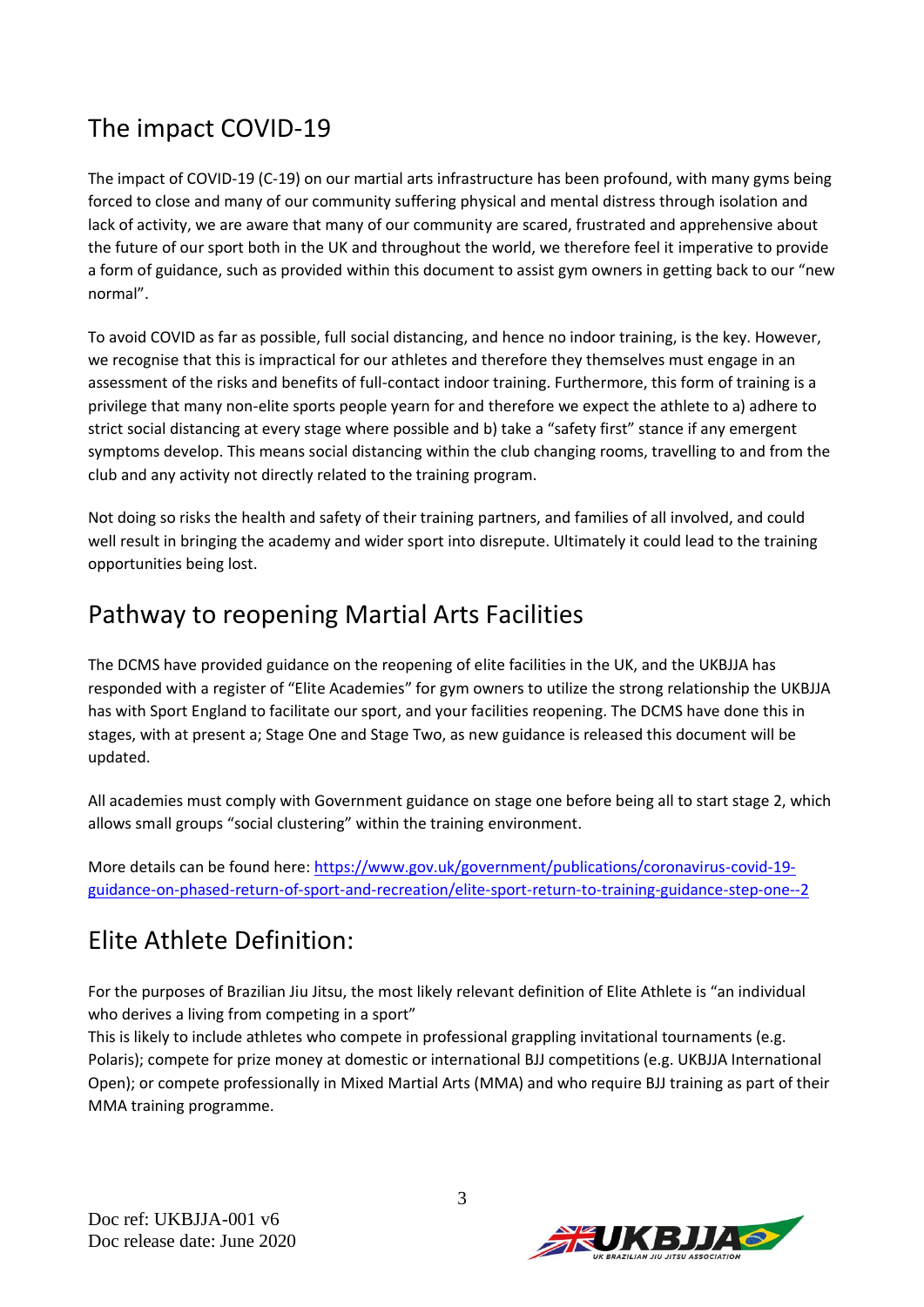## The impact COVID-19

The impact of COVID-19 (C-19) on our martial arts infrastructure has been profound, with many gyms being forced to close and many of our community suffering physical and mental distress through isolation and lack of activity, we are aware that many of our community are scared, frustrated and apprehensive about the future of our sport both in the UK and throughout the world, we therefore feel it imperative to provide a form of guidance, such as provided within this document to assist gym owners in getting back to our "new normal".

To avoid COVID as far as possible, full social distancing, and hence no indoor training, is the key. However, we recognise that this is impractical for our athletes and therefore they themselves must engage in an assessment of the risks and benefits of full-contact indoor training. Furthermore, this form of training is a privilege that many non-elite sports people yearn for and therefore we expect the athlete to a) adhere to strict social distancing at every stage where possible and b) take a "safety first" stance if any emergent symptoms develop. This means social distancing within the club changing rooms, travelling to and from the club and any activity not directly related to the training program.

Not doing so risks the health and safety of their training partners, and families of all involved, and could well result in bringing the academy and wider sport into disrepute. Ultimately it could lead to the training opportunities being lost.

## Pathway to reopening Martial Arts Facilities

The DCMS have provided guidance on the reopening of elite facilities in the UK, and the UKBJJA has responded with a register of "Elite Academies" for gym owners to utilize the strong relationship the UKBJJA has with Sport England to facilitate our sport, and your facilities reopening. The DCMS have done this in stages, with at present a; Stage One and Stage Two, as new guidance is released this document will be updated.

All academies must comply with Government guidance on stage one before being all to start stage 2, which allows small groups "social clustering" within the training environment.

More details can be found here: [https://www.gov.uk/government/publications/coronavirus-covid-19-guidance-on-phased-return-of-sport-and-recreation/elite-sport-return-to-training-guidance-step-one--2](https://www.gov.uk/government/publications/coronavirus-covid-19-guidance-on-phased-return-of-sport-and-recreation/elite-sport-return-to-training-guidance-step-one--2)

## Elite Athlete Definition:

For the purposes of Brazilian Jiu Jitsu, the most likely relevant definition of Elite Athlete is "an individual who derives a living from competing in a sport"

This is likely to include athletes who compete in professional grappling invitational tournaments (e.g. Polaris); compete for prize money at domestic or international BJJ competitions (e.g. UKBJJA International Open); or compete professionally in Mixed Martial Arts (MMA) and who require BJJ training as part of their MMA training programme.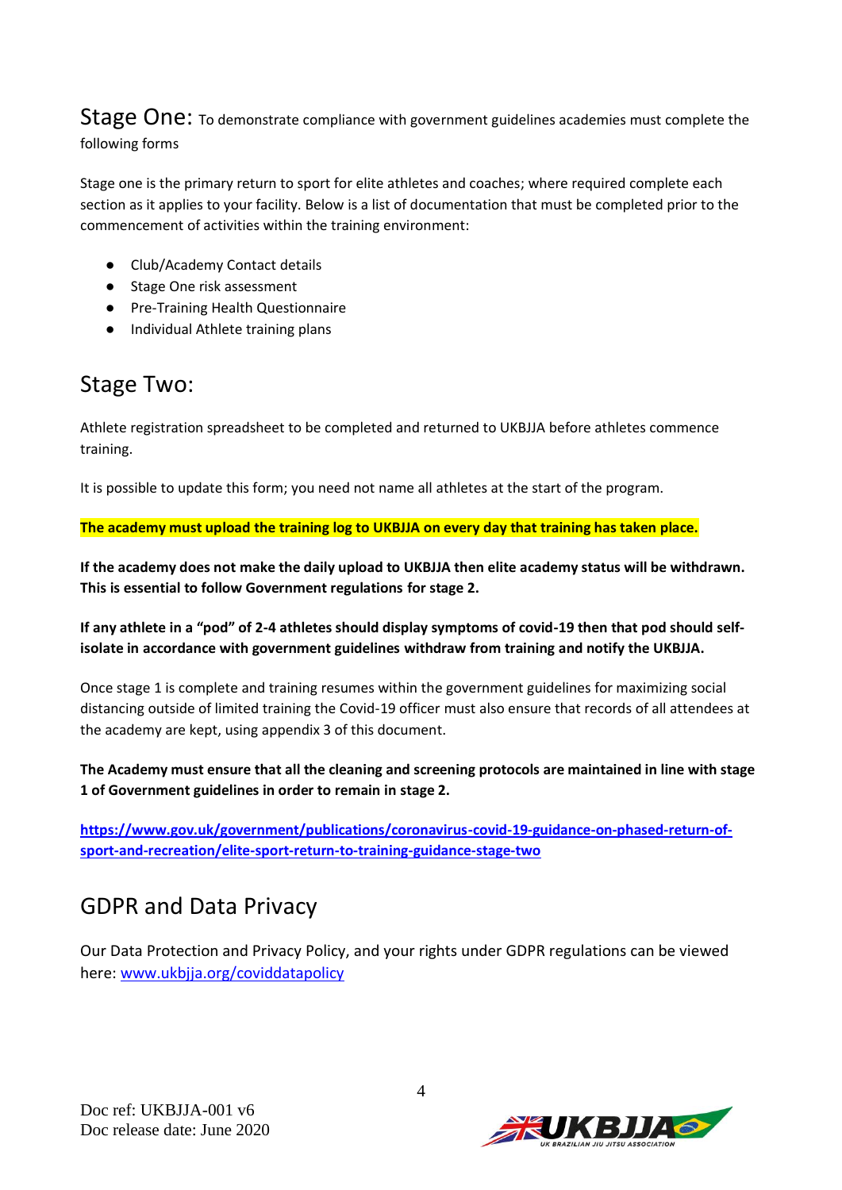## Stage One: To demonstrate compliance with government guidelines academies must complete the following forms

Stage one is the primary return to sport for elite athletes and coaches; where required complete each section as it applies to your facility. Below is a list of documentation that must be completed prior to the commencement of activities within the training environment:

- Club/Academy Contact details
- Stage One risk assessment
- Pre-Training Health Questionnaire
- Individual Athlete training plans

## Stage Two:

Athlete registration spreadsheet to be completed and returned to UKBJJA before athletes commence training.

It is possible to update this form; you need not name all athletes at the start of the program.

**The academy must upload the training log to UKBJJA on every day that training has taken place.**

**If the academy does not make the daily upload to UKBJJA then elite academy status will be withdrawn. This is essential to follow Government regulations for stage 2.**

**If any athlete in a "pod" of 2-4 athletes should display symptoms of covid-19 then that pod should self-isolate in accordance with government guidelines withdraw from training and notify the UKBJJA.**

Once stage 1 is complete and training resumes within the government guidelines for maximizing social distancing outside of limited training the Covid-19 officer must also ensure that records of all attendees at the academy are kept, using appendix 3 of this document.

**The Academy must ensure that all the cleaning and screening protocols are maintained in line with stage 1 of Government guidelines in order to remain in stage 2.**

**https://www.gov.uk/government/publications/coronavirus-covid-19-guidance-on-phased-return-of-sport-and-recreation/elite-sport-return-to-training-guidance-stage-two**

## GDPR and Data Privacy

Our Data Protection and Privacy Policy, and your rights under GDPR regulations can be viewed here: www.ukbjja.org/coviddatapolicy

Doc ref: UKBJJA-001 v6
Doc release date: June 2020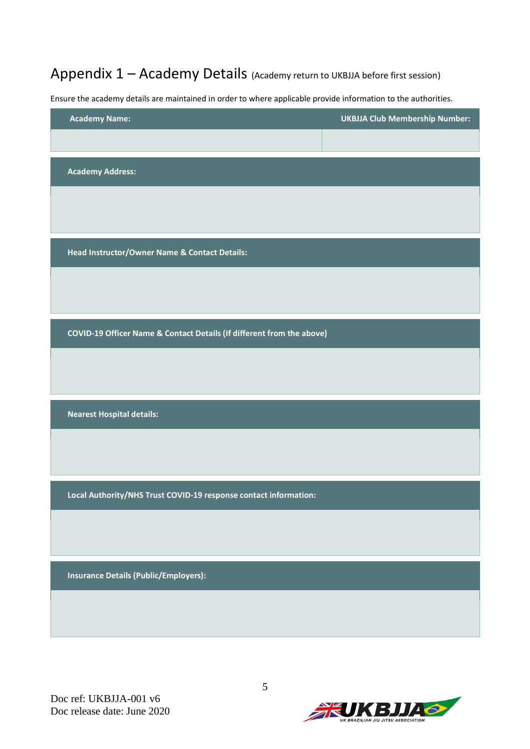# Appendix 1 – Academy Details (Academy return to UKBJJA before first session)

Ensure the academy details are maintained in order to where applicable provide information to the authorities.

| Academy Name: | UKBJJA Club Membership Number: |
|---|---|
| | |

| Academy Address: |
|---|
| |

| Head Instructor/Owner Name & Contact Details: |
|---|
| |

| COVID-19 Officer Name & Contact Details (If different from the above) |
|---|
| |

| Nearest Hospital details: |
|---|
| |

| Local Authority/NHS Trust COVID-19 response contact information: |
|---|
| |

| Insurance Details (Public/Employers): |
|---|
| |

Doc ref: UKBJJA-001 v6
Doc release date: June 2020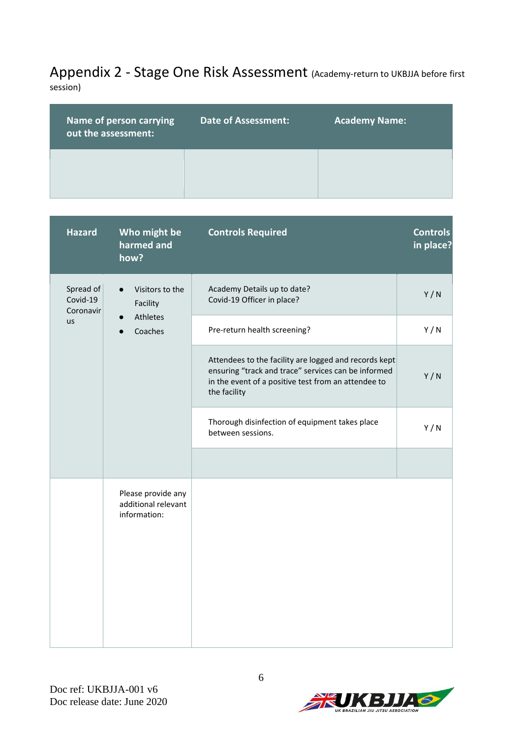## Appendix 2 - Stage One Risk Assessment (Academy-return to UKBJJA before first session)

| Name of person carrying out the assessment: | Date of Assessment: | Academy Name: |
|---|---|---|
| | | |

| Hazard | Who might be harmed and how? | Controls Required | Controls in place? |
|---|---|---|---|
| Spread of Covid-19 Coronavirus | • Visitors to the Facility<br>• Athletes<br>• Coaches | Academy Details up to date?<br>Covid-19 Officer in place? | Y / N |
| | | Pre-return health screening? | Y / N |
| | | Attendees to the facility are logged and records kept ensuring "track and trace" services can be informed in the event of a positive test from an attendee to the facility | Y / N |
| | | Thorough disinfection of equipment takes place between sessions. | Y / N |
| | | | |
| | Please provide any additional relevant information: | | |

Doc ref: UKBJJA-001 v6
Doc release date: June 2020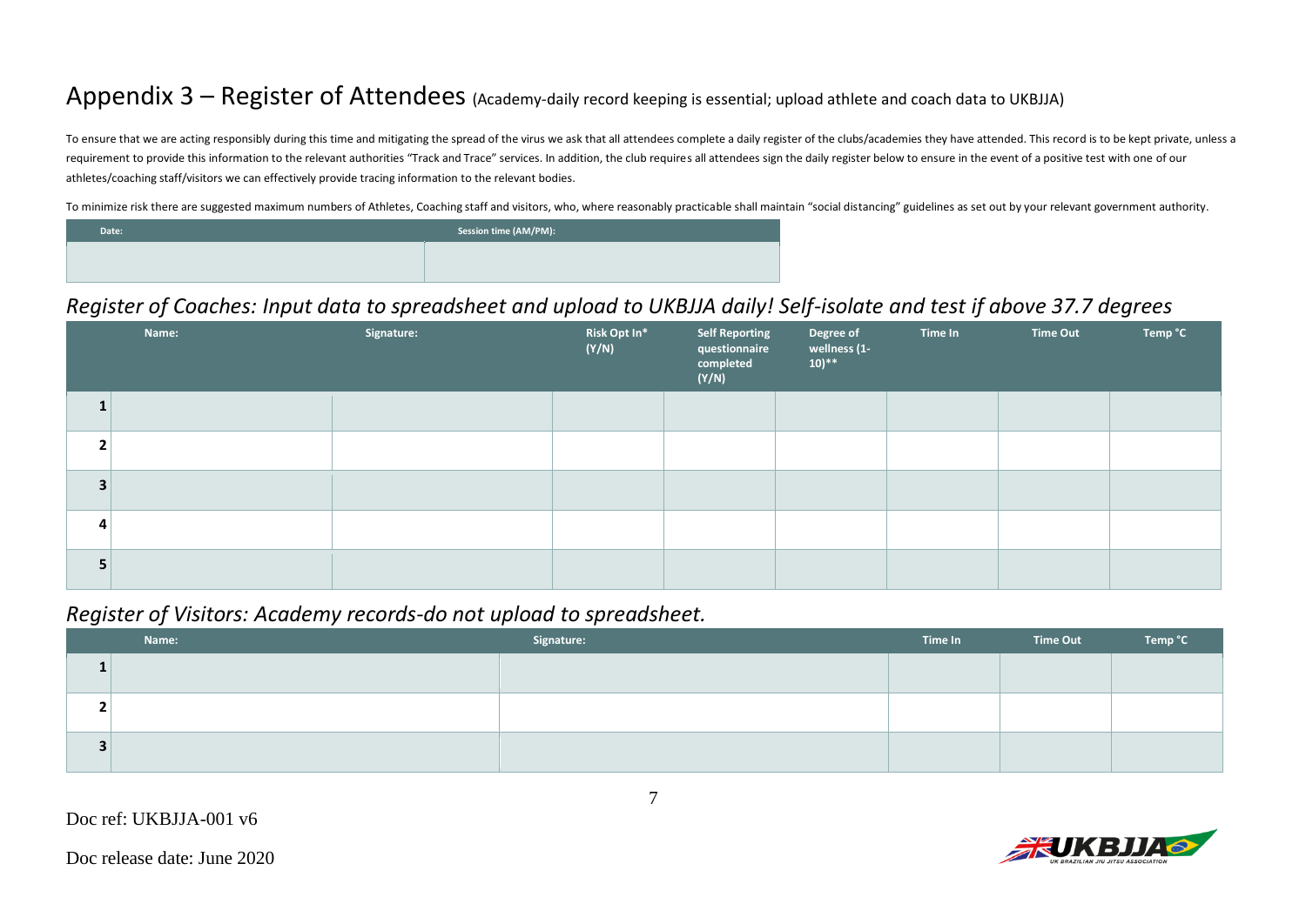# Appendix 3 – Register of Attendees (Academy-daily record keeping is essential; upload athlete and coach data to UKBJJA)

To ensure that we are acting responsibly during this time and mitigating the spread of the virus we ask that all attendees complete a daily register of the clubs/academies they have attended. This record is to be kept private, unless a requirement to provide this information to the relevant authorities "Track and Trace" services. In addition, the club requires all attendees sign the daily register below to ensure in the event of a positive test with one of our athletes/coaching staff/visitors we can effectively provide tracing information to the relevant bodies.

To minimize risk there are suggested maximum numbers of Athletes, Coaching staff and visitors, who, where reasonably practicable shall maintain "social distancing" guidelines as set out by your relevant government authority.

| Date: | Session time (AM/PM): |
|---|---|
| | |

## *Register of Coaches: Input data to spreadsheet and upload to UKBJJA daily! Self-isolate and test if above 37.7 degrees*

| | Name: | Signature: | Risk Opt In* (Y/N) | Self Reporting questionnaire completed (Y/N) | Degree of wellness (1-10)** | Time In | Time Out | Temp °C |
|---|---|---|---|---|---|---|---|---|
| 1 | | | | | | | | |
| 2 | | | | | | | | |
| 3 | | | | | | | | |
| 4 | | | | | | | | |
| 5 | | | | | | | | |

## *Register of Visitors: Academy records-do not upload to spreadsheet.*

| | Name: | Signature: | Time In | Time Out | Temp °C |
|---|---|---|---|---|---|
| 1 | | | | | |
| 2 | | | | | |
| 3 | | | | | |

Doc ref: UKBJJA-001 v6

Doc release date: June 2020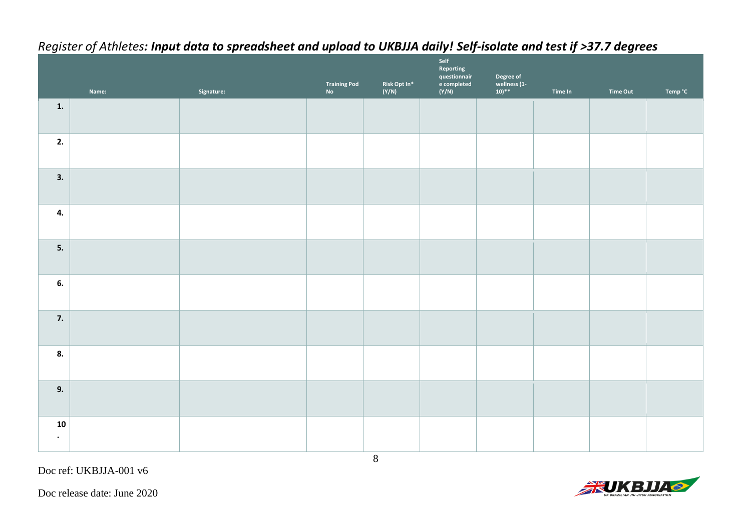*Register of Athletes:* ***Input data to spreadsheet and upload to UKBJJA daily! Self-isolate and test if >37.7 degrees***

| | Name: | Signature: | Training Pod No | Risk Opt In* (Y/N) | Self Reporting questionnaire completed (Y/N) | Degree of wellness (1-10)** | Time In | Time Out | Temp °C |
|---|---|---|---|---|---|---|---|---|---|
| **1.** | | | | | | | | | |
| **2.** | | | | | | | | | |
| **3.** | | | | | | | | | |
| **4.** | | | | | | | | | |
| **5.** | | | | | | | | | |
| **6.** | | | | | | | | | |
| **7.** | | | | | | | | | |
| **8.** | | | | | | | | | |
| **9.** | | | | | | | | | |
| **10.** | | | | | | | | | |

Doc ref: UKBJJA-001 v6

Doc release date: June 2020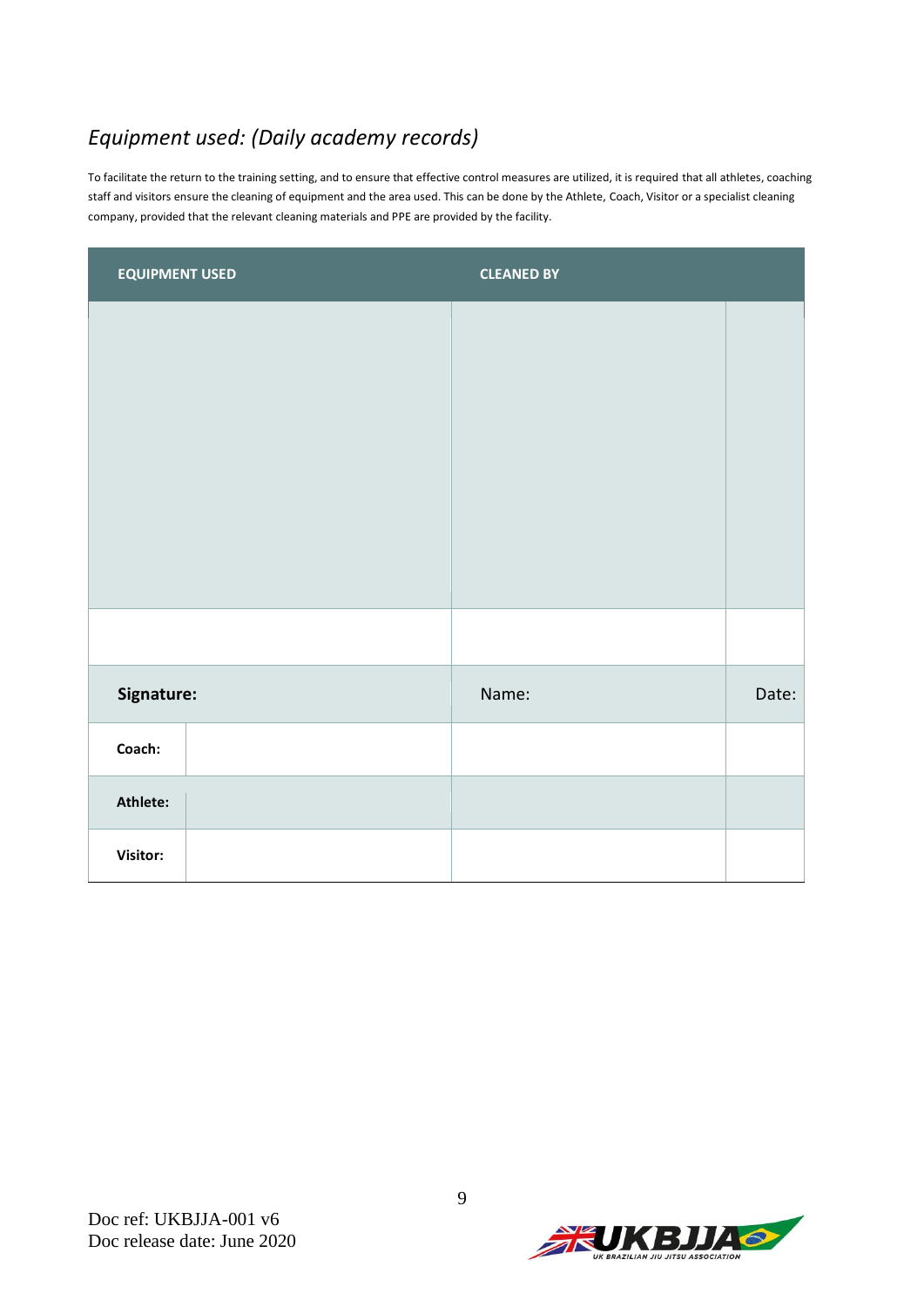*Equipment used: (Daily academy records)*

To facilitate the return to the training setting, and to ensure that effective control measures are utilized, it is required that all athletes, coaching staff and visitors ensure the cleaning of equipment and the area used. This can be done by the Athlete, Coach, Visitor or a specialist cleaning company, provided that the relevant cleaning materials and PPE are provided by the facility.

| EQUIPMENT USED | | CLEANED BY | |
|---|---|---|---|
| | | | |
| | | | |
| **Signature:** | | Name: | Date: |
| **Coach:** | | | |
| **Athlete:** | | | |
| **Visitor:** | | | |

Doc ref: UKBJJA-001 v6
Doc release date: June 2020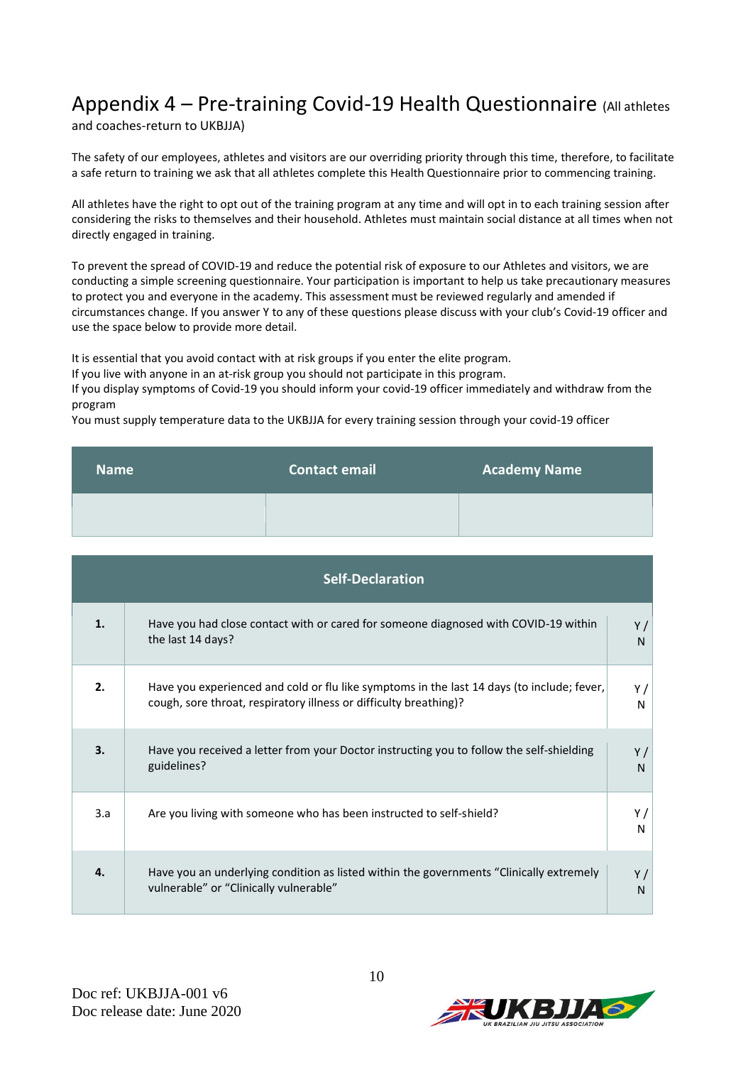# Appendix 4 – Pre-training Covid-19 Health Questionnaire (All athletes and coaches-return to UKBJJA)

The safety of our employees, athletes and visitors are our overriding priority through this time, therefore, to facilitate a safe return to training we ask that all athletes complete this Health Questionnaire prior to commencing training.

All athletes have the right to opt out of the training program at any time and will opt in to each training session after considering the risks to themselves and their household. Athletes must maintain social distance at all times when not directly engaged in training.

To prevent the spread of COVID-19 and reduce the potential risk of exposure to our Athletes and visitors, we are conducting a simple screening questionnaire. Your participation is important to help us take precautionary measures to protect you and everyone in the academy. This assessment must be reviewed regularly and amended if circumstances change. If you answer Y to any of these questions please discuss with your club's Covid-19 officer and use the space below to provide more detail.

It is essential that you avoid contact with at risk groups if you enter the elite program.
If you live with anyone in an at-risk group you should not participate in this program.
If you display symptoms of Covid-19 you should inform your covid-19 officer immediately and withdraw from the program
You must supply temperature data to the UKBJJA for every training session through your covid-19 officer

| Name | Contact email | Academy Name |
|---|---|---|
| | | |

| Self-Declaration | | |
|---|---|---|
| **1.** | Have you had close contact with or cared for someone diagnosed with COVID-19 within the last 14 days? | Y / N |
| **2.** | Have you experienced and cold or flu like symptoms in the last 14 days (to include; fever, cough, sore throat, respiratory illness or difficulty breathing)? | Y / N |
| **3.** | Have you received a letter from your Doctor instructing you to follow the self-shielding guidelines? | Y / N |
| 3.a | Are you living with someone who has been instructed to self-shield? | Y / N |
| **4.** | Have you an underlying condition as listed within the governments "Clinically extremely vulnerable" or "Clinically vulnerable" | Y / N |

Doc ref: UKBJJA-001 v6
Doc release date: June 2020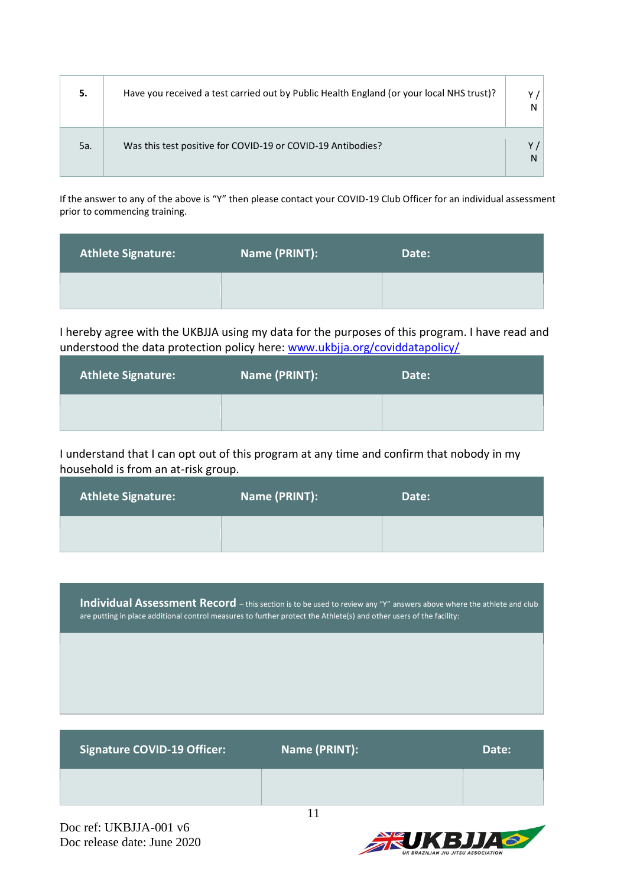| | | |
|---|---|---|
| **5.** | Have you received a test carried out by Public Health England (or your local NHS trust)? | Y / N |
| 5a. | Was this test positive for COVID-19 or COVID-19 Antibodies? | Y / N |

If the answer to any of the above is "Y" then please contact your COVID-19 Club Officer for an individual assessment prior to commencing training.

| Athlete Signature: | Name (PRINT): | Date: |
|---|---|---|
| | | |

I hereby agree with the UKBJJA using my data for the purposes of this program. I have read and understood the data protection policy here: [www.ukbjja.org/coviddatapolicy/](www.ukbjja.org/coviddatapolicy/)

| Athlete Signature: | Name (PRINT): | Date: |
|---|---|---|
| | | |

I understand that I can opt out of this program at any time and confirm that nobody in my household is from an at-risk group.

| Athlete Signature: | Name (PRINT): | Date: |
|---|---|---|
| | | |

| **Individual Assessment Record** – this section is to be used to review any "Y" answers above where the athlete and club are putting in place additional control measures to further protect the Athlete(s) and other users of the facility: |
|---|
| |

| Signature COVID-19 Officer: | Name (PRINT): | Date: |
|---|---|---|
| | | |

Doc ref: UKBJJA-001 v6
Doc release date: June 2020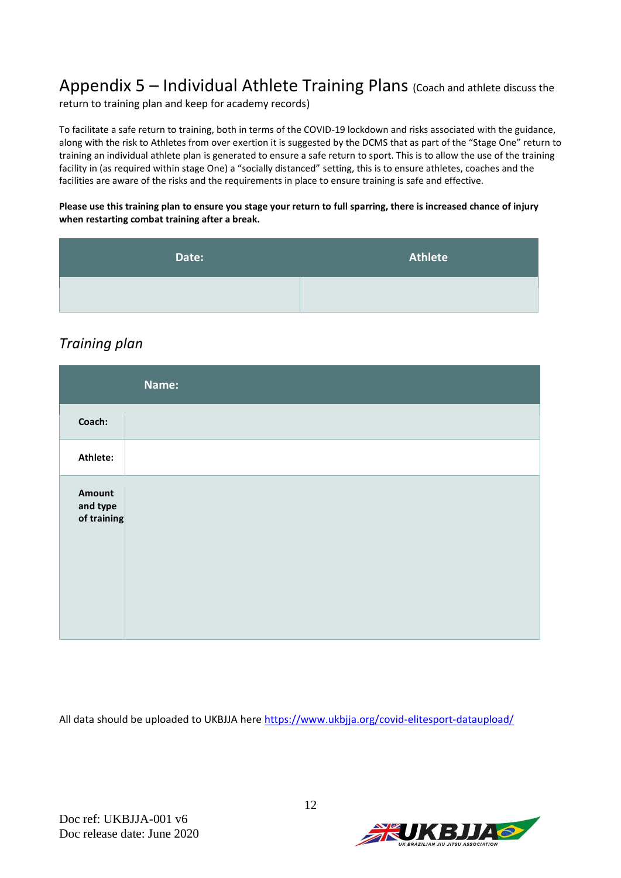# Appendix 5 – Individual Athlete Training Plans (Coach and athlete discuss the return to training plan and keep for academy records)

To facilitate a safe return to training, both in terms of the COVID-19 lockdown and risks associated with the guidance, along with the risk to Athletes from over exertion it is suggested by the DCMS that as part of the "Stage One" return to training an individual athlete plan is generated to ensure a safe return to sport. This is to allow the use of the training facility in (as required within stage One) a "socially distanced" setting, this is to ensure athletes, coaches and the facilities are aware of the risks and the requirements in place to ensure training is safe and effective.

**Please use this training plan to ensure you stage your return to full sparring, there is increased chance of injury when restarting combat training after a break.**

| Date: | Athlete |
|---|---|
| | |

## *Training plan*

| Name: | |
|---|---|
| **Coach:** | |
| **Athlete:** | |
| **Amount and type of training** | |

All data should be uploaded to UKBJJA here https://www.ukbjja.org/covid-elitesport-dataupload/

Doc ref: UKBJJA-001 v6
Doc release date: June 2020